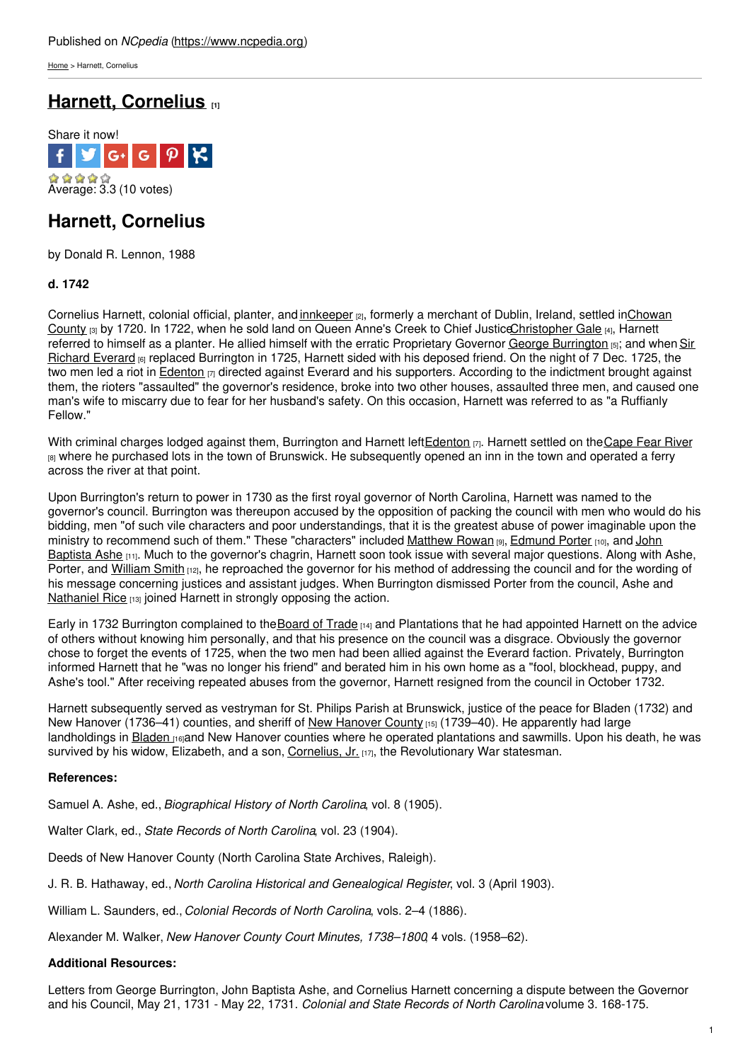Published on *NCpedia* (https://www.ncpedia.org)

Home > Harnett, Cornelius

# Harnett, Cornelius [1]

Share it now!

Average: 3.3 (10 votes)

## Harnett, Cornelius

by Donald R. Lennon, 1988

**d. 1742**

Cornelius Harnett, colonial official, planter, and innkeeper [2], formerly a merchant of Dublin, Ireland, settled in Chowan County [3] by 1720. In 1722, when he sold land on Queen Anne's Creek to Chief Justice Christopher Gale [4], Harnett referred to himself as a planter. He allied himself with the erratic Proprietary Governor George Burrington [5]; and when Sir Richard Everard [6] replaced Burrington in 1725, Harnett sided with his deposed friend. On the night of 7 Dec. 1725, the two men led a riot in Edenton [7] directed against Everard and his supporters. According to the indictment brought against them, the rioters "assaulted" the governor's residence, broke into two other houses, assaulted three men, and caused one man's wife to miscarry due to fear for her husband's safety. On this occasion, Harnett was referred to as "a Ruffianly Fellow."

With criminal charges lodged against them, Burrington and Harnett left Edenton [7]. Harnett settled on the Cape Fear River [8] where he purchased lots in the town of Brunswick. He subsequently opened an inn in the town and operated a ferry across the river at that point.

Upon Burrington's return to power in 1730 as the first royal governor of North Carolina, Harnett was named to the governor's council. Burrington was thereupon accused by the opposition of packing the council with men who would do his bidding, men "of such vile characters and poor understandings, that it is the greatest abuse of power imaginable upon the ministry to recommend such of them." These "characters" included Matthew Rowan [9], Edmund Porter [10], and John Baptista Ashe [11]. Much to the governor's chagrin, Harnett soon took issue with several major questions. Along with Ashe, Porter, and William Smith [12], he reproached the governor for his method of addressing the council and for the wording of his message concerning justices and assistant judges. When Burrington dismissed Porter from the council, Ashe and Nathaniel Rice [13] joined Harnett in strongly opposing the action.

Early in 1732 Burrington complained to the Board of Trade [14] and Plantations that he had appointed Harnett on the advice of others without knowing him personally, and that his presence on the council was a disgrace. Obviously the governor chose to forget the events of 1725, when the two men had been allied against the Everard faction. Privately, Burrington informed Harnett that he "was no longer his friend" and berated him in his own home as a "fool, blockhead, puppy, and Ashe's tool." After receiving repeated abuses from the governor, Harnett resigned from the council in October 1732.

Harnett subsequently served as vestryman for St. Philips Parish at Brunswick, justice of the peace for Bladen (1732) and New Hanover (1736–41) counties, and sheriff of New Hanover County [15] (1739–40). He apparently had large landholdings in Bladen [16] and New Hanover counties where he operated plantations and sawmills. Upon his death, he was survived by his widow, Elizabeth, and a son, Cornelius, Jr. [17], the Revolutionary War statesman.

**References:**

Samuel A. Ashe, ed., *Biographical History of North Carolina*, vol. 8 (1905).

Walter Clark, ed., *State Records of North Carolina*, vol. 23 (1904).

Deeds of New Hanover County (North Carolina State Archives, Raleigh).

J. R. B. Hathaway, ed., *North Carolina Historical and Genealogical Register*, vol. 3 (April 1903).

William L. Saunders, ed., *Colonial Records of North Carolina*, vols. 2–4 (1886).

Alexander M. Walker, *New Hanover County Court Minutes, 1738–1800*, 4 vols. (1958–62).

**Additional Resources:**

Letters from George Burrington, John Baptista Ashe, and Cornelius Harnett concerning a dispute between the Governor and his Council, May 21, 1731 - May 22, 1731. *Colonial and State Records of North Carolina* volume 3. 168-175.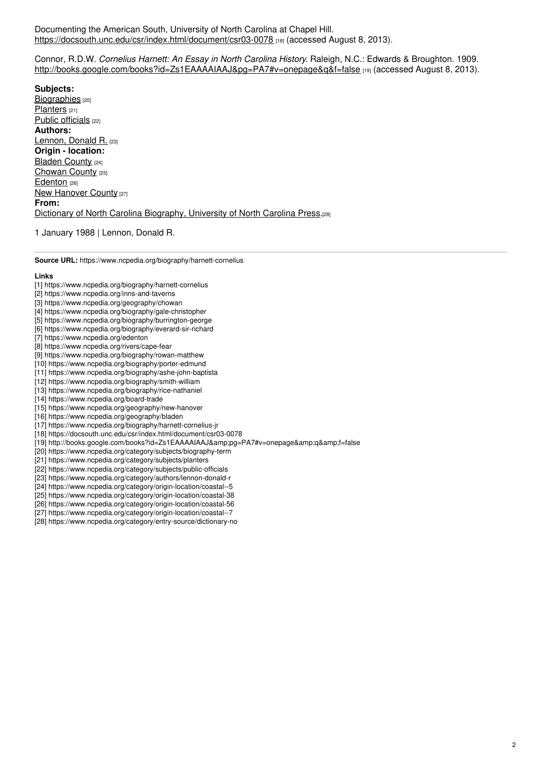Documenting the American South, University of North Carolina at Chapel Hill. https://docsouth.unc.edu/csr/index.html/document/csr03-0078 [18] (accessed August 8, 2013).

Connor, R.D.W. *Cornelius Harnett: An Essay in North Carolina History*. Raleigh, N.C.: Edwards & Broughton. 1909. http://books.google.com/books?id=Zs1EAAAAIAAJ&pg=PA7#v=onepage&q&f=false [19] (accessed August 8, 2013).

**Subjects:**
Biographies [20]
Planters [21]
Public officials [22]
**Authors:**
Lennon, Donald R. [23]
**Origin - location:**
Bladen County [24]
Chowan County [25]
Edenton [26]
New Hanover County [27]
**From:**
Dictionary of North Carolina Biography, University of North Carolina Press.[28]

1 January 1988 | Lennon, Donald R.

---

**Source URL:** https://www.ncpedia.org/biography/harnett-cornelius

**Links**

[1] https://www.ncpedia.org/biography/harnett-cornelius
[2] https://www.ncpedia.org/inns-and-taverns
[3] https://www.ncpedia.org/geography/chowan
[4] https://www.ncpedia.org/biography/gale-christopher
[5] https://www.ncpedia.org/biography/burrington-george
[6] https://www.ncpedia.org/biography/everard-sir-richard
[7] https://www.ncpedia.org/edenton
[8] https://www.ncpedia.org/rivers/cape-fear
[9] https://www.ncpedia.org/biography/rowan-matthew
[10] https://www.ncpedia.org/biography/porter-edmund
[11] https://www.ncpedia.org/biography/ashe-john-baptista
[12] https://www.ncpedia.org/biography/smith-william
[13] https://www.ncpedia.org/biography/rice-nathaniel
[14] https://www.ncpedia.org/board-trade
[15] https://www.ncpedia.org/geography/new-hanover
[16] https://www.ncpedia.org/geography/bladen
[17] https://www.ncpedia.org/biography/harnett-cornelius-jr
[18] https://docsouth.unc.edu/csr/index.html/document/csr03-0078
[19] http://books.google.com/books?id=Zs1EAAAAIAAJ&amp;pg=PA7#v=onepage&amp;q&amp;f=false
[20] https://www.ncpedia.org/category/subjects/biography-term
[21] https://www.ncpedia.org/category/subjects/planters
[22] https://www.ncpedia.org/category/subjects/public-officials
[23] https://www.ncpedia.org/category/authors/lennon-donald-r
[24] https://www.ncpedia.org/category/origin-location/coastal--5
[25] https://www.ncpedia.org/category/origin-location/coastal-38
[26] https://www.ncpedia.org/category/origin-location/coastal-56
[27] https://www.ncpedia.org/category/origin-location/coastal--7
[28] https://www.ncpedia.org/category/entry-source/dictionary-no